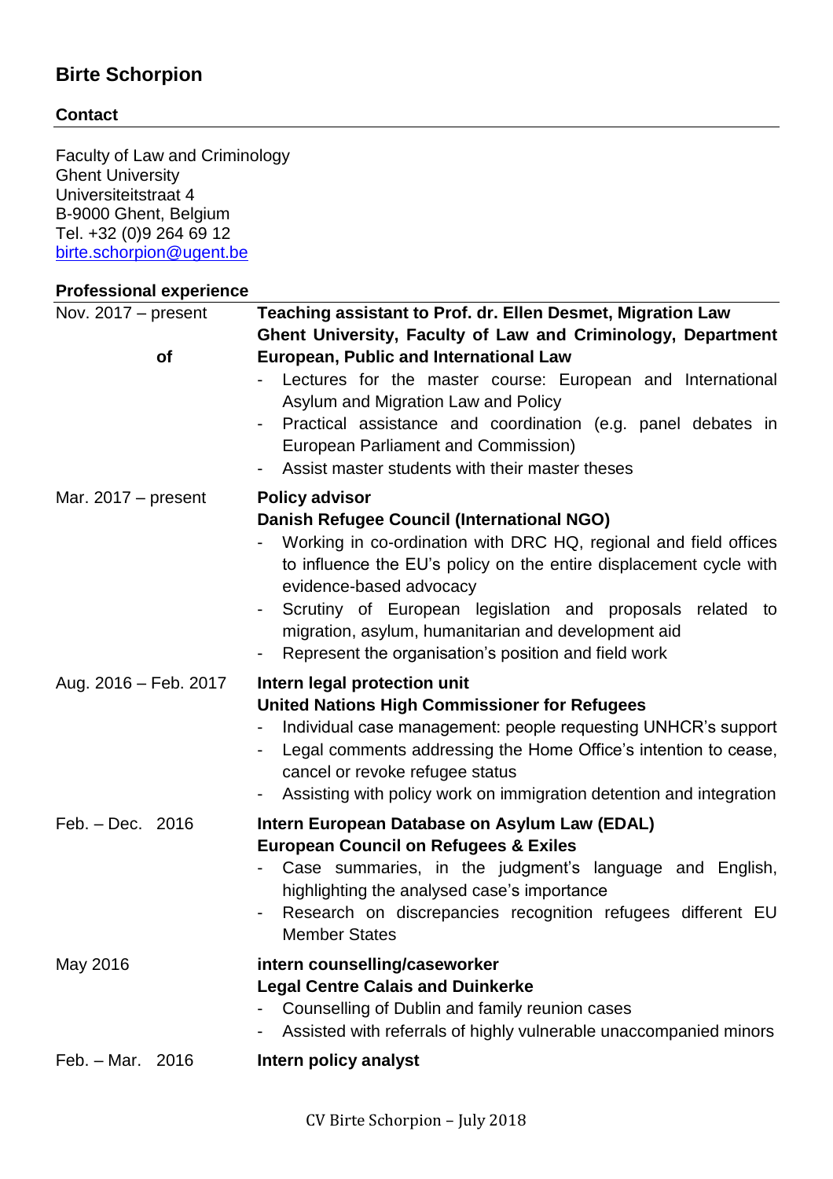# Birte Schorpion

## Contact

Faculty of Law and Criminology
Ghent University
Universiteitstraat 4
B-9000 Ghent, Belgium
Tel. +32 (0)9 264 69 12
birte.schorpion@ugent.be

## Professional experience

**Nov. 2017 – present**

**Teaching assistant to Prof. dr. Ellen Desmet, Migration Law**
**Ghent University, Faculty of Law and Criminology, Department of European, Public and International Law**

- Lectures for the master course: European and International Asylum and Migration Law and Policy
- Practical assistance and coordination (e.g. panel debates in European Parliament and Commission)
- Assist master students with their master theses

**Mar. 2017 – present**

**Policy advisor**
**Danish Refugee Council (International NGO)**

- Working in co-ordination with DRC HQ, regional and field offices to influence the EU's policy on the entire displacement cycle with evidence-based advocacy
- Scrutiny of European legislation and proposals related to migration, asylum, humanitarian and development aid
- Represent the organisation's position and field work

**Aug. 2016 – Feb. 2017**

**Intern legal protection unit**
**United Nations High Commissioner for Refugees**

- Individual case management: people requesting UNHCR's support
- Legal comments addressing the Home Office's intention to cease, cancel or revoke refugee status
- Assisting with policy work on immigration detention and integration

**Feb. – Dec. 2016**

**Intern European Database on Asylum Law (EDAL)**
**European Council on Refugees & Exiles**

- Case summaries, in the judgment's language and English, highlighting the analysed case's importance
- Research on discrepancies recognition refugees different EU Member States

**May 2016**

**intern counselling/caseworker**
**Legal Centre Calais and Duinkerke**

- Counselling of Dublin and family reunion cases
- Assisted with referrals of highly vulnerable unaccompanied minors

**Feb. – Mar. 2016**

**Intern policy analyst**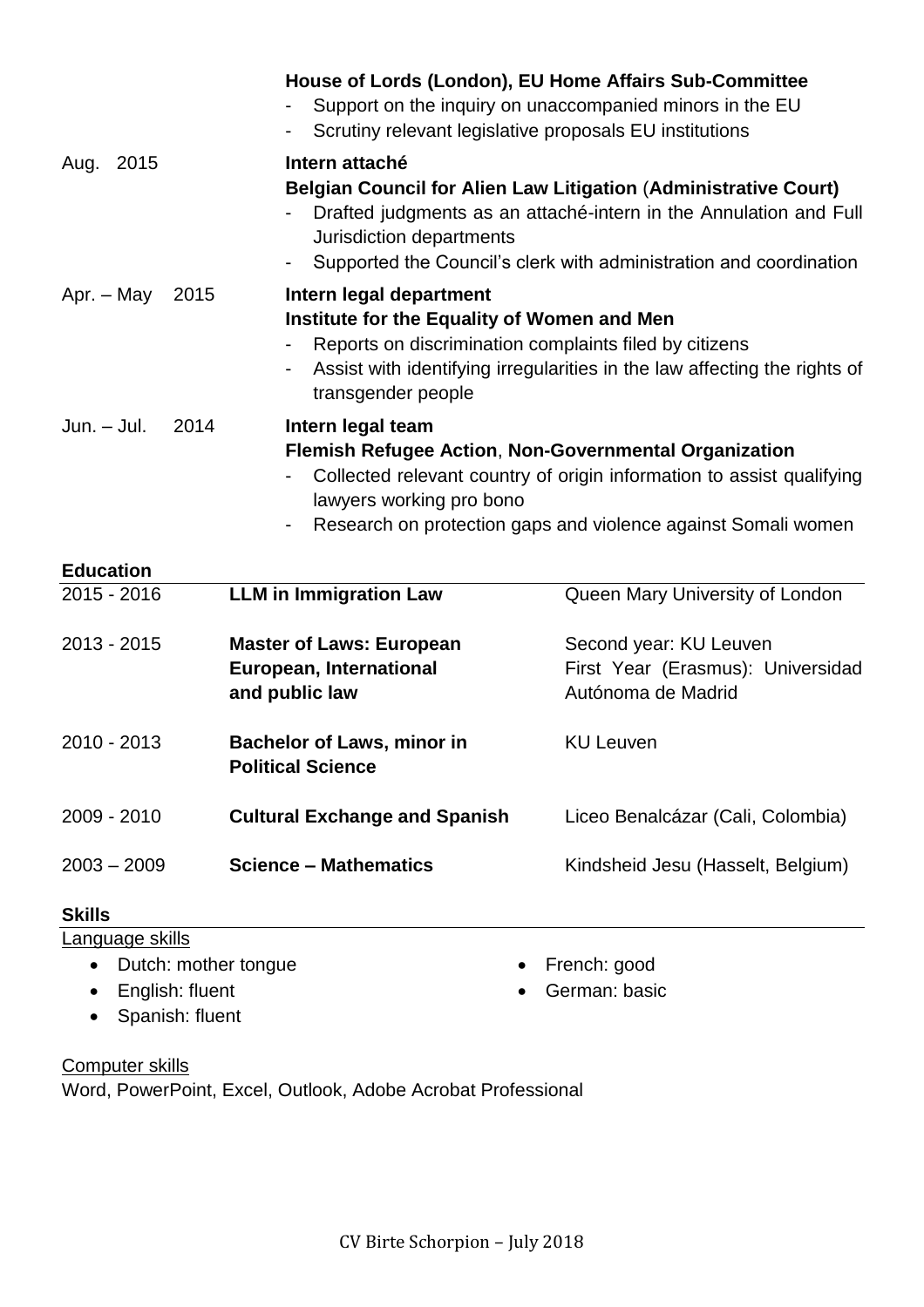**House of Lords (London), EU Home Affairs Sub-Committee**

- Support on the inquiry on unaccompanied minors in the EU
- Scrutiny relevant legislative proposals EU institutions

Aug. 2015

**Intern attaché**
**Belgian Council for Alien Law Litigation** (**Administrative Court)**

- Drafted judgments as an attaché-intern in the Annulation and Full Jurisdiction departments
- Supported the Council's clerk with administration and coordination

Apr. – May 2015

**Intern legal department**
**Institute for the Equality of Women and Men**

- Reports on discrimination complaints filed by citizens
- Assist with identifying irregularities in the law affecting the rights of transgender people

Jun. – Jul. 2014

**Intern legal team**
**Flemish Refugee Action**, **Non-Governmental Organization**

- Collected relevant country of origin information to assist qualifying lawyers working pro bono
- Research on protection gaps and violence against Somali women

## Education

| | | |
|---|---|---|
| 2015 - 2016 | **LLM in Immigration Law** | Queen Mary University of London |
| 2013 - 2015 | **Master of Laws: European European, International and public law** | Second year: KU Leuven<br>First Year (Erasmus): Universidad Autónoma de Madrid |
| 2010 - 2013 | **Bachelor of Laws, minor in Political Science** | KU Leuven |
| 2009 - 2010 | **Cultural Exchange and Spanish** | Liceo Benalcázar (Cali, Colombia) |
| 2003 – 2009 | **Science – Mathematics** | Kindsheid Jesu (Hasselt, Belgium) |

## Skills

Language skills

- Dutch: mother tongue
- English: fluent
- Spanish: fluent
- French: good
- German: basic

Computer skills

Word, PowerPoint, Excel, Outlook, Adobe Acrobat Professional